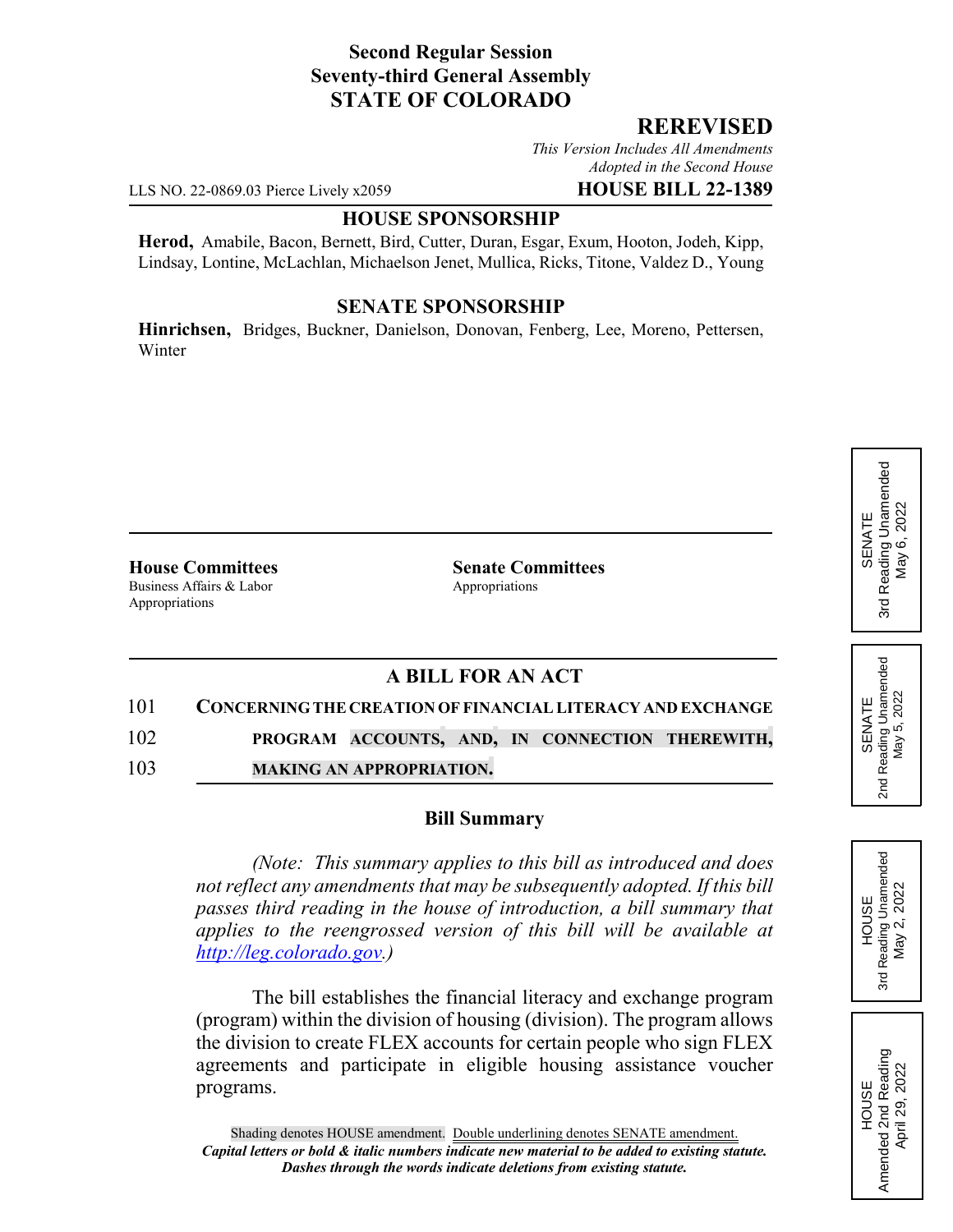**Second Regular Session**
**Seventy-third General Assembly**
**STATE OF COLORADO**

## REREVISED

*This Version Includes All Amendments Adopted in the Second House*

LLS NO. 22-0869.03 Pierce Lively x2059 **HOUSE BILL 22-1389**

### HOUSE SPONSORSHIP

**Herod,** Amabile, Bacon, Bernett, Bird, Cutter, Duran, Esgar, Exum, Hooton, Jodeh, Kipp, Lindsay, Lontine, McLachlan, Michaelson Jenet, Mullica, Ricks, Titone, Valdez D., Young

### SENATE SPONSORSHIP

**Hinrichsen,** Bridges, Buckner, Danielson, Donovan, Fenberg, Lee, Moreno, Pettersen, Winter

SENATE 3rd Reading Unamended May 6, 2022

SENATE 2nd Reading Unamended May 5, 2022

HOUSE 3rd Reading Unamended May 2, 2022

HOUSE Amended 2nd Reading April 29, 2022

**House Committees**
Business Affairs & Labor
Appropriations

**Senate Committees**
Appropriations

### A BILL FOR AN ACT

101 **CONCERNING THE CREATION OF FINANCIAL LITERACY AND EXCHANGE**
102 **PROGRAM ACCOUNTS, AND, IN CONNECTION THEREWITH,**
103 **MAKING AN APPROPRIATION.**

### Bill Summary

*(Note: This summary applies to this bill as introduced and does not reflect any amendments that may be subsequently adopted. If this bill passes third reading in the house of introduction, a bill summary that applies to the reengrossed version of this bill will be available at http://leg.colorado.gov.)*

The bill establishes the financial literacy and exchange program (program) within the division of housing (division). The program allows the division to create FLEX accounts for certain people who sign FLEX agreements and participate in eligible housing assistance voucher programs.

Shading denotes HOUSE amendment. Double underlining denotes SENATE amendment.
***Capital letters or bold & italic numbers indicate new material to be added to existing statute.***
***Dashes through the words indicate deletions from existing statute.***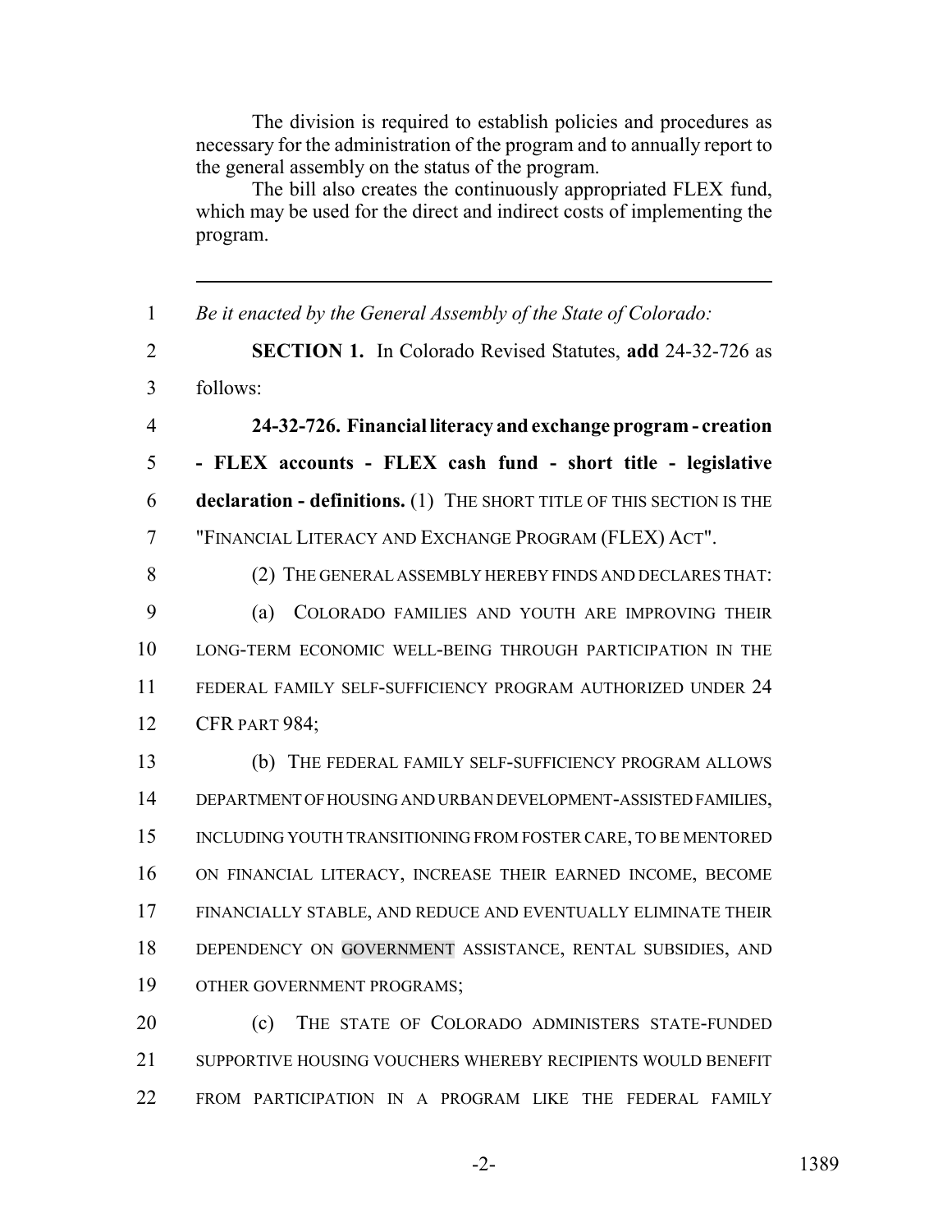The division is required to establish policies and procedures as necessary for the administration of the program and to annually report to the general assembly on the status of the program.

The bill also creates the continuously appropriated FLEX fund, which may be used for the direct and indirect costs of implementing the program.

---

1 *Be it enacted by the General Assembly of the State of Colorado:*

2 **SECTION 1.** In Colorado Revised Statutes, **add** 24-32-726 as

3 follows:

4 **24-32-726. Financial literacy and exchange program - creation**

5 **- FLEX accounts - FLEX cash fund - short title - legislative**

6 **declaration - definitions.** (1) THE SHORT TITLE OF THIS SECTION IS THE

7 "FINANCIAL LITERACY AND EXCHANGE PROGRAM (FLEX) ACT".

8 (2) THE GENERAL ASSEMBLY HEREBY FINDS AND DECLARES THAT:

9 (a) COLORADO FAMILIES AND YOUTH ARE IMPROVING THEIR

10 LONG-TERM ECONOMIC WELL-BEING THROUGH PARTICIPATION IN THE

11 FEDERAL FAMILY SELF-SUFFICIENCY PROGRAM AUTHORIZED UNDER 24

12 CFR PART 984;

13 (b) THE FEDERAL FAMILY SELF-SUFFICIENCY PROGRAM ALLOWS

14 DEPARTMENT OF HOUSING AND URBAN DEVELOPMENT-ASSISTED FAMILIES,

15 INCLUDING YOUTH TRANSITIONING FROM FOSTER CARE, TO BE MENTORED

16 ON FINANCIAL LITERACY, INCREASE THEIR EARNED INCOME, BECOME

17 FINANCIALLY STABLE, AND REDUCE AND EVENTUALLY ELIMINATE THEIR

18 DEPENDENCY ON GOVERNMENT ASSISTANCE, RENTAL SUBSIDIES, AND

19 OTHER GOVERNMENT PROGRAMS;

20 (c) THE STATE OF COLORADO ADMINISTERS STATE-FUNDED

21 SUPPORTIVE HOUSING VOUCHERS WHEREBY RECIPIENTS WOULD BENEFIT

22 FROM PARTICIPATION IN A PROGRAM LIKE THE FEDERAL FAMILY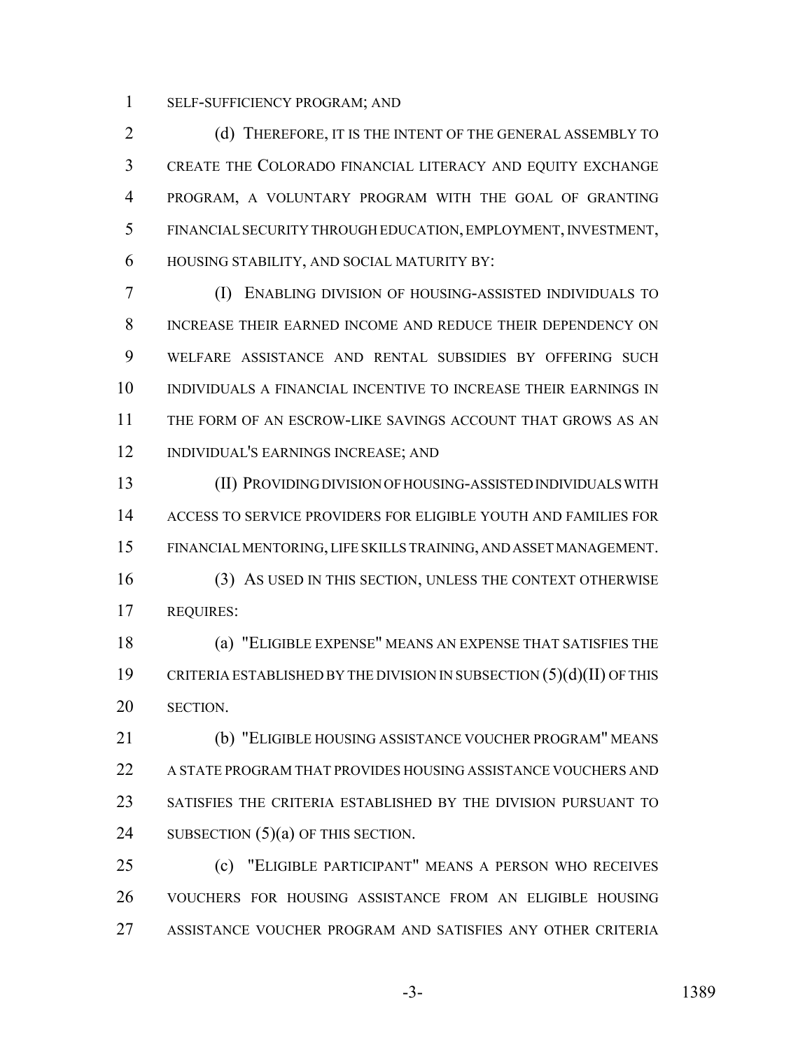SELF-SUFFICIENCY PROGRAM; AND

(d) THEREFORE, IT IS THE INTENT OF THE GENERAL ASSEMBLY TO CREATE THE COLORADO FINANCIAL LITERACY AND EQUITY EXCHANGE PROGRAM, A VOLUNTARY PROGRAM WITH THE GOAL OF GRANTING FINANCIAL SECURITY THROUGH EDUCATION, EMPLOYMENT, INVESTMENT, HOUSING STABILITY, AND SOCIAL MATURITY BY:

(I) ENABLING DIVISION OF HOUSING-ASSISTED INDIVIDUALS TO INCREASE THEIR EARNED INCOME AND REDUCE THEIR DEPENDENCY ON WELFARE ASSISTANCE AND RENTAL SUBSIDIES BY OFFERING SUCH INDIVIDUALS A FINANCIAL INCENTIVE TO INCREASE THEIR EARNINGS IN THE FORM OF AN ESCROW-LIKE SAVINGS ACCOUNT THAT GROWS AS AN INDIVIDUAL'S EARNINGS INCREASE; AND

(II) PROVIDING DIVISION OF HOUSING-ASSISTED INDIVIDUALS WITH ACCESS TO SERVICE PROVIDERS FOR ELIGIBLE YOUTH AND FAMILIES FOR FINANCIAL MENTORING, LIFE SKILLS TRAINING, AND ASSET MANAGEMENT.

(3) AS USED IN THIS SECTION, UNLESS THE CONTEXT OTHERWISE REQUIRES:

(a) "ELIGIBLE EXPENSE" MEANS AN EXPENSE THAT SATISFIES THE CRITERIA ESTABLISHED BY THE DIVISION IN SUBSECTION (5)(d)(II) OF THIS SECTION.

(b) "ELIGIBLE HOUSING ASSISTANCE VOUCHER PROGRAM" MEANS A STATE PROGRAM THAT PROVIDES HOUSING ASSISTANCE VOUCHERS AND SATISFIES THE CRITERIA ESTABLISHED BY THE DIVISION PURSUANT TO SUBSECTION (5)(a) OF THIS SECTION.

(c) "ELIGIBLE PARTICIPANT" MEANS A PERSON WHO RECEIVES VOUCHERS FOR HOUSING ASSISTANCE FROM AN ELIGIBLE HOUSING ASSISTANCE VOUCHER PROGRAM AND SATISFIES ANY OTHER CRITERIA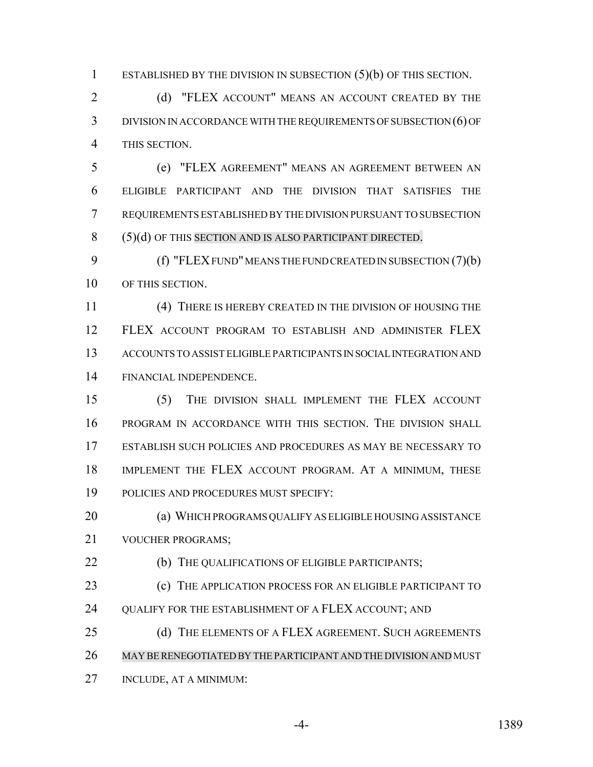ESTABLISHED BY THE DIVISION IN SUBSECTION (5)(b) OF THIS SECTION.

(d) "FLEX ACCOUNT" MEANS AN ACCOUNT CREATED BY THE DIVISION IN ACCORDANCE WITH THE REQUIREMENTS OF SUBSECTION (6) OF THIS SECTION.

(e) "FLEX AGREEMENT" MEANS AN AGREEMENT BETWEEN AN ELIGIBLE PARTICIPANT AND THE DIVISION THAT SATISFIES THE REQUIREMENTS ESTABLISHED BY THE DIVISION PURSUANT TO SUBSECTION (5)(d) OF THIS SECTION AND IS ALSO PARTICIPANT DIRECTED.

(f) "FLEX FUND" MEANS THE FUND CREATED IN SUBSECTION (7)(b) OF THIS SECTION.

(4) THERE IS HEREBY CREATED IN THE DIVISION OF HOUSING THE FLEX ACCOUNT PROGRAM TO ESTABLISH AND ADMINISTER FLEX ACCOUNTS TO ASSIST ELIGIBLE PARTICIPANTS IN SOCIAL INTEGRATION AND FINANCIAL INDEPENDENCE.

(5) THE DIVISION SHALL IMPLEMENT THE FLEX ACCOUNT PROGRAM IN ACCORDANCE WITH THIS SECTION. THE DIVISION SHALL ESTABLISH SUCH POLICIES AND PROCEDURES AS MAY BE NECESSARY TO IMPLEMENT THE FLEX ACCOUNT PROGRAM. AT A MINIMUM, THESE POLICIES AND PROCEDURES MUST SPECIFY:

(a) WHICH PROGRAMS QUALIFY AS ELIGIBLE HOUSING ASSISTANCE VOUCHER PROGRAMS;

(b) THE QUALIFICATIONS OF ELIGIBLE PARTICIPANTS;

(c) THE APPLICATION PROCESS FOR AN ELIGIBLE PARTICIPANT TO QUALIFY FOR THE ESTABLISHMENT OF A FLEX ACCOUNT; AND

(d) THE ELEMENTS OF A FLEX AGREEMENT. SUCH AGREEMENTS MAY BE RENEGOTIATED BY THE PARTICIPANT AND THE DIVISION AND MUST INCLUDE, AT A MINIMUM: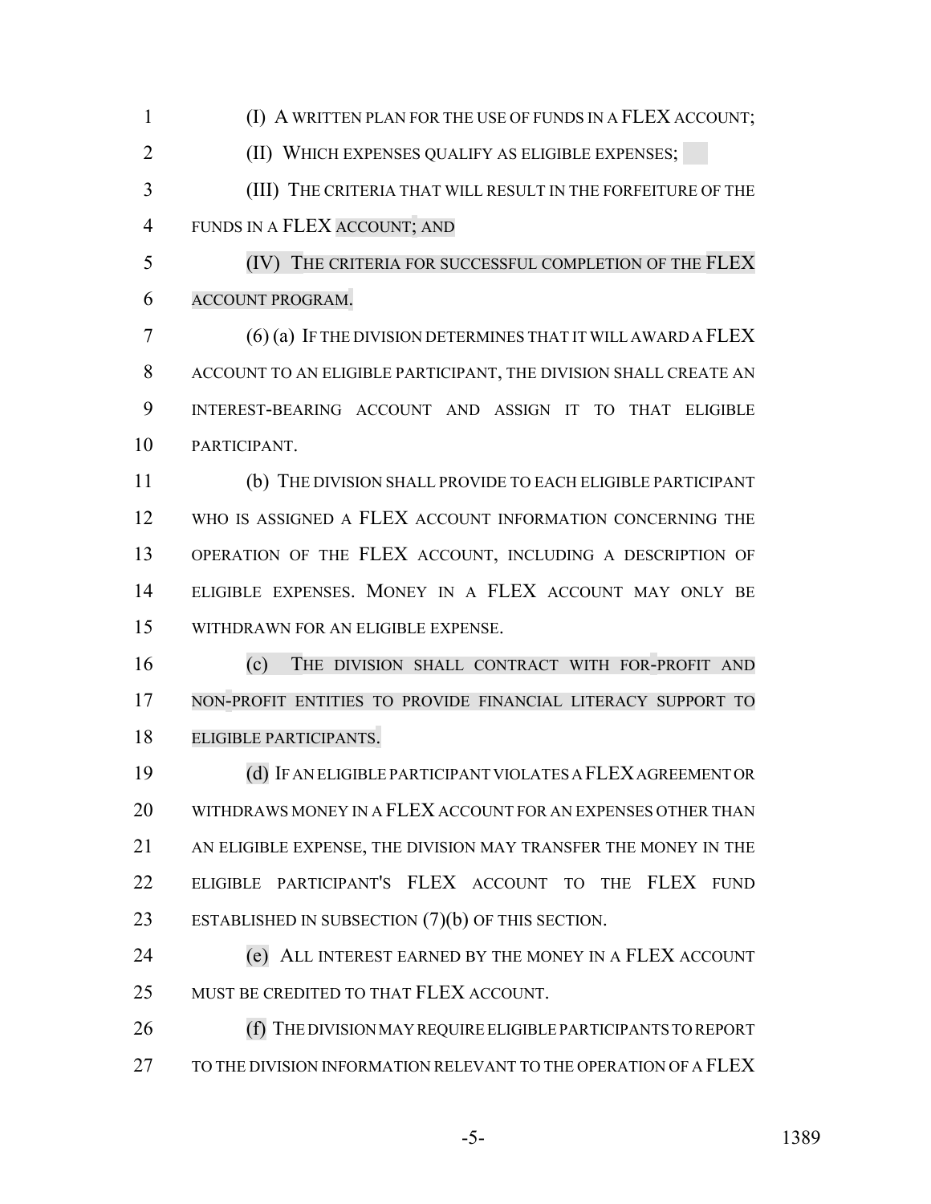(I) A WRITTEN PLAN FOR THE USE OF FUNDS IN A FLEX ACCOUNT;

(II) WHICH EXPENSES QUALIFY AS ELIGIBLE EXPENSES;

(III) THE CRITERIA THAT WILL RESULT IN THE FORFEITURE OF THE FUNDS IN A FLEX ACCOUNT; AND

(IV) THE CRITERIA FOR SUCCESSFUL COMPLETION OF THE FLEX ACCOUNT PROGRAM.

(6) (a) IF THE DIVISION DETERMINES THAT IT WILL AWARD A FLEX ACCOUNT TO AN ELIGIBLE PARTICIPANT, THE DIVISION SHALL CREATE AN INTEREST-BEARING ACCOUNT AND ASSIGN IT TO THAT ELIGIBLE PARTICIPANT.

(b) THE DIVISION SHALL PROVIDE TO EACH ELIGIBLE PARTICIPANT WHO IS ASSIGNED A FLEX ACCOUNT INFORMATION CONCERNING THE OPERATION OF THE FLEX ACCOUNT, INCLUDING A DESCRIPTION OF ELIGIBLE EXPENSES. MONEY IN A FLEX ACCOUNT MAY ONLY BE WITHDRAWN FOR AN ELIGIBLE EXPENSE.

(c) THE DIVISION SHALL CONTRACT WITH FOR-PROFIT AND NON-PROFIT ENTITIES TO PROVIDE FINANCIAL LITERACY SUPPORT TO ELIGIBLE PARTICIPANTS.

(d) IF AN ELIGIBLE PARTICIPANT VIOLATES A FLEX AGREEMENT OR WITHDRAWS MONEY IN A FLEX ACCOUNT FOR AN EXPENSES OTHER THAN AN ELIGIBLE EXPENSE, THE DIVISION MAY TRANSFER THE MONEY IN THE ELIGIBLE PARTICIPANT'S FLEX ACCOUNT TO THE FLEX FUND ESTABLISHED IN SUBSECTION (7)(b) OF THIS SECTION.

(e) ALL INTEREST EARNED BY THE MONEY IN A FLEX ACCOUNT MUST BE CREDITED TO THAT FLEX ACCOUNT.

(f) THE DIVISION MAY REQUIRE ELIGIBLE PARTICIPANTS TO REPORT TO THE DIVISION INFORMATION RELEVANT TO THE OPERATION OF A FLEX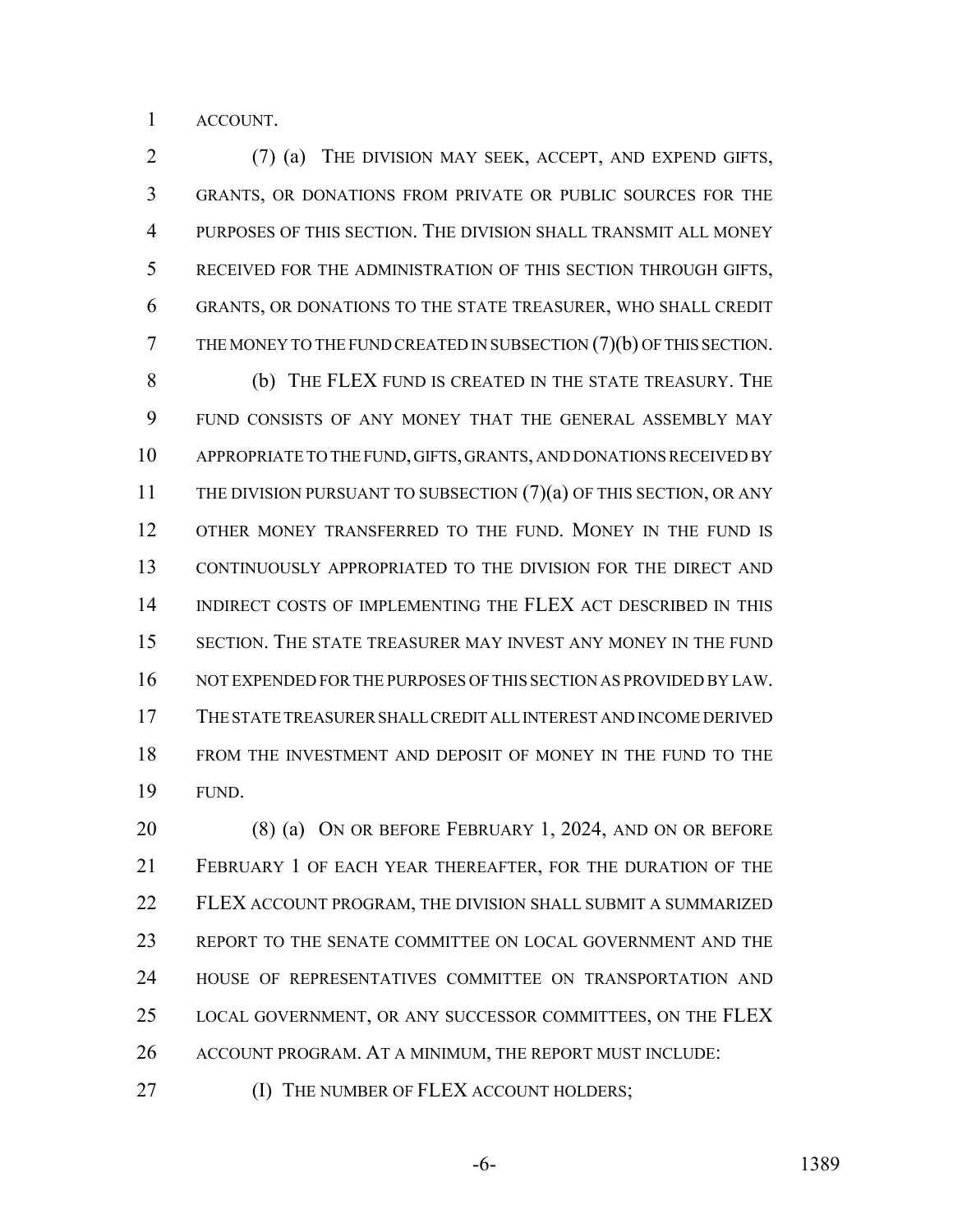ACCOUNT.

(7) (a) THE DIVISION MAY SEEK, ACCEPT, AND EXPEND GIFTS, GRANTS, OR DONATIONS FROM PRIVATE OR PUBLIC SOURCES FOR THE PURPOSES OF THIS SECTION. THE DIVISION SHALL TRANSMIT ALL MONEY RECEIVED FOR THE ADMINISTRATION OF THIS SECTION THROUGH GIFTS, GRANTS, OR DONATIONS TO THE STATE TREASURER, WHO SHALL CREDIT THE MONEY TO THE FUND CREATED IN SUBSECTION (7)(b) OF THIS SECTION.

(b) THE FLEX FUND IS CREATED IN THE STATE TREASURY. THE FUND CONSISTS OF ANY MONEY THAT THE GENERAL ASSEMBLY MAY APPROPRIATE TO THE FUND, GIFTS, GRANTS, AND DONATIONS RECEIVED BY THE DIVISION PURSUANT TO SUBSECTION (7)(a) OF THIS SECTION, OR ANY OTHER MONEY TRANSFERRED TO THE FUND. MONEY IN THE FUND IS CONTINUOUSLY APPROPRIATED TO THE DIVISION FOR THE DIRECT AND INDIRECT COSTS OF IMPLEMENTING THE FLEX ACT DESCRIBED IN THIS SECTION. THE STATE TREASURER MAY INVEST ANY MONEY IN THE FUND NOT EXPENDED FOR THE PURPOSES OF THIS SECTION AS PROVIDED BY LAW. THE STATE TREASURER SHALL CREDIT ALL INTEREST AND INCOME DERIVED FROM THE INVESTMENT AND DEPOSIT OF MONEY IN THE FUND TO THE FUND.

(8) (a) ON OR BEFORE FEBRUARY 1, 2024, AND ON OR BEFORE FEBRUARY 1 OF EACH YEAR THEREAFTER, FOR THE DURATION OF THE FLEX ACCOUNT PROGRAM, THE DIVISION SHALL SUBMIT A SUMMARIZED REPORT TO THE SENATE COMMITTEE ON LOCAL GOVERNMENT AND THE HOUSE OF REPRESENTATIVES COMMITTEE ON TRANSPORTATION AND LOCAL GOVERNMENT, OR ANY SUCCESSOR COMMITTEES, ON THE FLEX ACCOUNT PROGRAM. AT A MINIMUM, THE REPORT MUST INCLUDE:

(I) THE NUMBER OF FLEX ACCOUNT HOLDERS;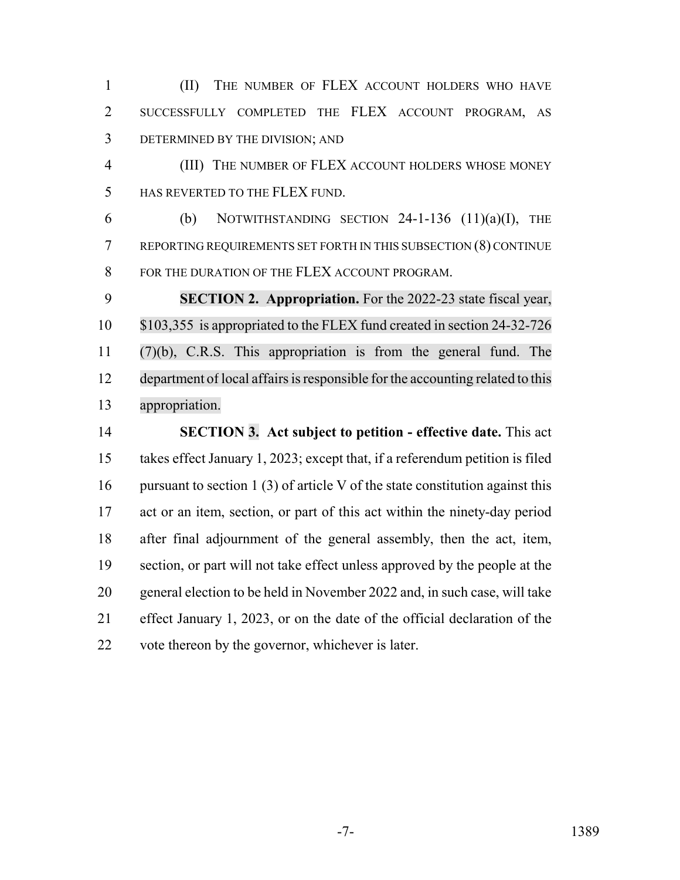(II) THE NUMBER OF FLEX ACCOUNT HOLDERS WHO HAVE SUCCESSFULLY COMPLETED THE FLEX ACCOUNT PROGRAM, AS DETERMINED BY THE DIVISION; AND

(III) THE NUMBER OF FLEX ACCOUNT HOLDERS WHOSE MONEY HAS REVERTED TO THE FLEX FUND.

(b) NOTWITHSTANDING SECTION 24-1-136 (11)(a)(I), THE REPORTING REQUIREMENTS SET FORTH IN THIS SUBSECTION (8) CONTINUE FOR THE DURATION OF THE FLEX ACCOUNT PROGRAM.

**SECTION 2. Appropriation.** For the 2022-23 state fiscal year, $103,355 is appropriated to the FLEX fund created in section 24-32-726 (7)(b), C.R.S. This appropriation is from the general fund. The department of local affairs is responsible for the accounting related to this appropriation.

**SECTION 3. Act subject to petition - effective date.** This act takes effect January 1, 2023; except that, if a referendum petition is filed pursuant to section 1 (3) of article V of the state constitution against this act or an item, section, or part of this act within the ninety-day period after final adjournment of the general assembly, then the act, item, section, or part will not take effect unless approved by the people at the general election to be held in November 2022 and, in such case, will take effect January 1, 2023, or on the date of the official declaration of the vote thereon by the governor, whichever is later.